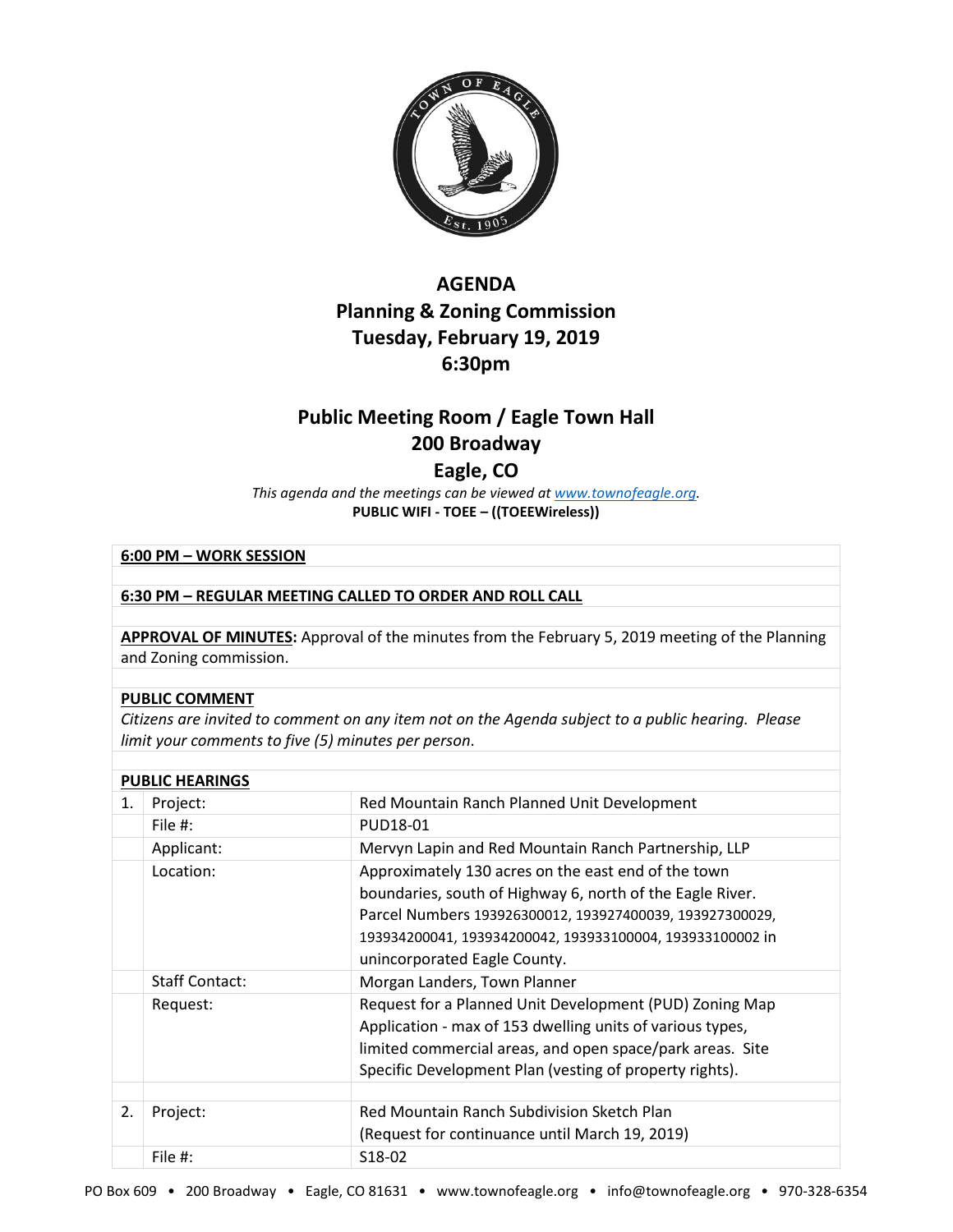# AGENDA
# Planning & Zoning Commission
# Tuesday, February 19, 2019
# 6:30pm

## Public Meeting Room / Eagle Town Hall
## 200 Broadway
## Eagle, CO

*This agenda and the meetings can be viewed at [www.townofeagle.org](www.townofeagle.org).*

**PUBLIC WIFI - TOEE – ((TOEEWireless))**

**6:00 PM – WORK SESSION**

**6:30 PM – REGULAR MEETING CALLED TO ORDER AND ROLL CALL**

**APPROVAL OF MINUTES:** Approval of the minutes from the February 5, 2019 meeting of the Planning and Zoning commission.

**PUBLIC COMMENT**

*Citizens are invited to comment on any item not on the Agenda subject to a public hearing. Please limit your comments to five (5) minutes per person.*

**PUBLIC HEARINGS**

| | | |
|---|---|---|
| 1. | Project: | Red Mountain Ranch Planned Unit Development |
| | File #: | PUD18-01 |
| | Applicant: | Mervyn Lapin and Red Mountain Ranch Partnership, LLP |
| | Location: | Approximately 130 acres on the east end of the town boundaries, south of Highway 6, north of the Eagle River. Parcel Numbers 193926300012, 193927400039, 193927300029, 193934200041, 193934200042, 193933100004, 193933100002 in unincorporated Eagle County. |
| | Staff Contact: | Morgan Landers, Town Planner |
| | Request: | Request for a Planned Unit Development (PUD) Zoning Map Application - max of 153 dwelling units of various types, limited commercial areas, and open space/park areas. Site Specific Development Plan (vesting of property rights). |
| | | |
| 2. | Project: | Red Mountain Ranch Subdivision Sketch Plan (Request for continuance until March 19, 2019) |
| | File #: | S18-02 |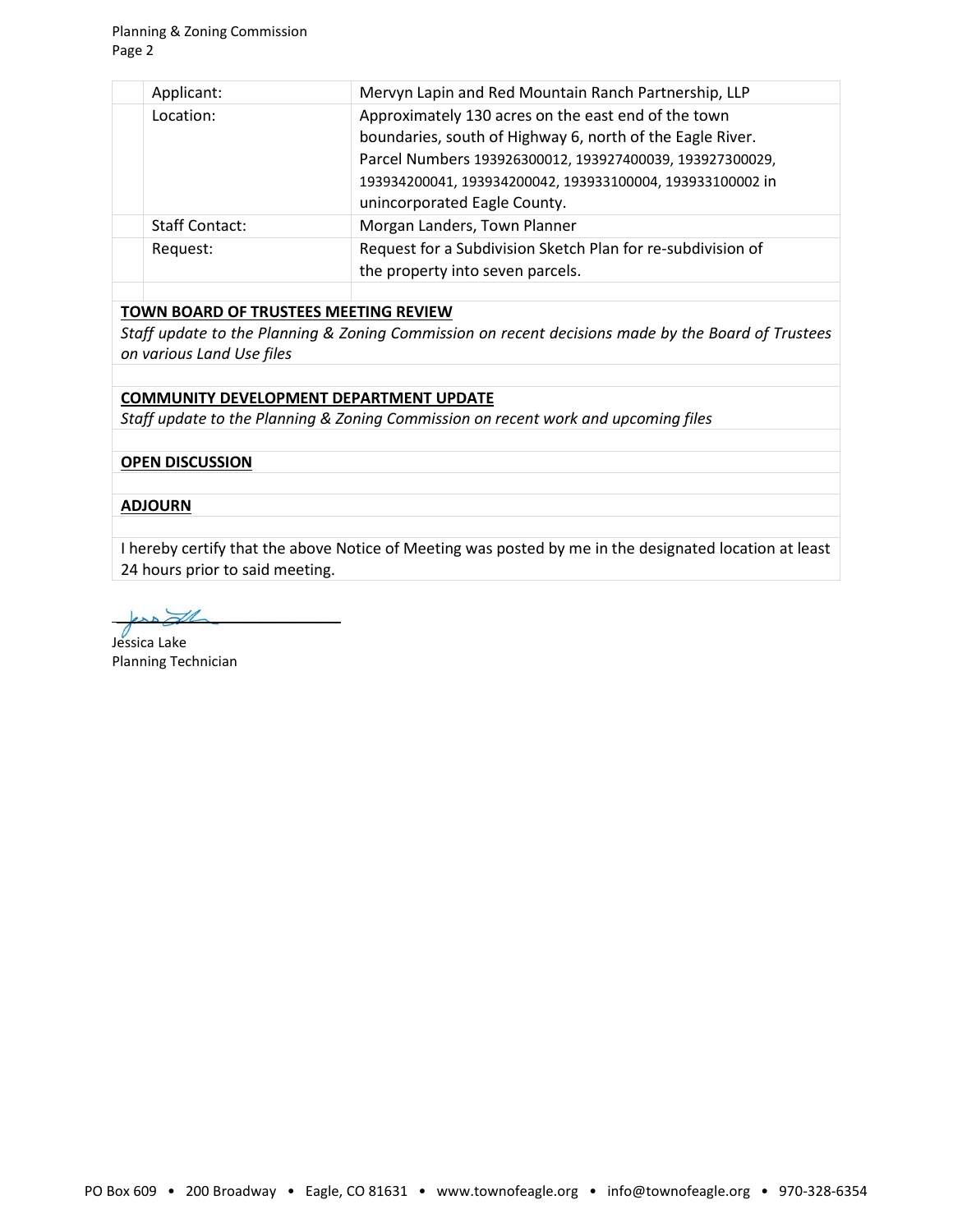| | | |
|---|---|---|
| | Applicant: | Mervyn Lapin and Red Mountain Ranch Partnership, LLP |
| | Location: | Approximately 130 acres on the east end of the town boundaries, south of Highway 6, north of the Eagle River. Parcel Numbers 193926300012, 193927400039, 193927300029, 193934200041, 193934200042, 193933100004, 193933100002 in unincorporated Eagle County. |
| | Staff Contact: | Morgan Landers, Town Planner |
| | Request: | Request for a Subdivision Sketch Plan for re-subdivision of the property into seven parcels. |

**TOWN BOARD OF TRUSTEES MEETING REVIEW**

*Staff update to the Planning & Zoning Commission on recent decisions made by the Board of Trustees on various Land Use files*

**COMMUNITY DEVELOPMENT DEPARTMENT UPDATE**

*Staff update to the Planning & Zoning Commission on recent work and upcoming files*

**OPEN DISCUSSION**

**ADJOURN**

I hereby certify that the above Notice of Meeting was posted by me in the designated location at least 24 hours prior to said meeting.

Jessica Lake
Planning Technician

PO Box 609 • 200 Broadway • Eagle, CO 81631 • www.townofeagle.org • info@townofeagle.org • 970-328-6354